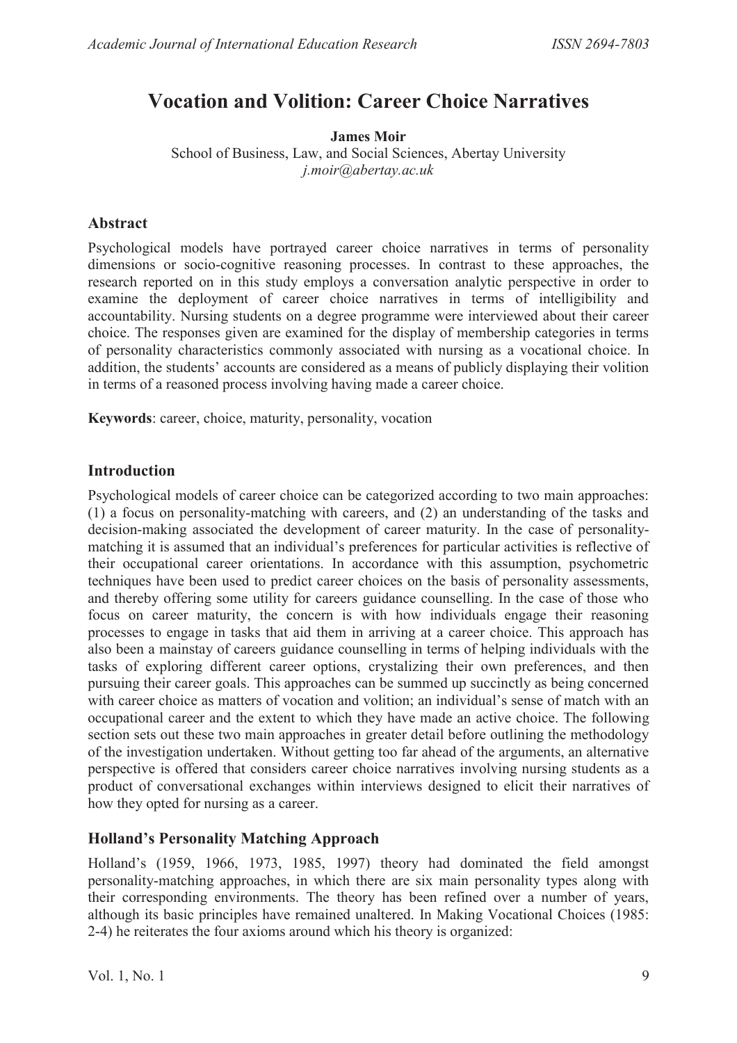# Vocation and Volition: Career Choice Narratives

**James Moir**

School of Business, Law, and Social Sciences, Abertay University

*j.moir@abertay.ac.uk*

## Abstract

Psychological models have portrayed career choice narratives in terms of personality dimensions or socio-cognitive reasoning processes. In contrast to these approaches, the research reported on in this study employs a conversation analytic perspective in order to examine the deployment of career choice narratives in terms of intelligibility and accountability. Nursing students on a degree programme were interviewed about their career choice. The responses given are examined for the display of membership categories in terms of personality characteristics commonly associated with nursing as a vocational choice. In addition, the students' accounts are considered as a means of publicly displaying their volition in terms of a reasoned process involving having made a career choice.

**Keywords**: career, choice, maturity, personality, vocation

## Introduction

Psychological models of career choice can be categorized according to two main approaches: (1) a focus on personality-matching with careers, and (2) an understanding of the tasks and decision-making associated the development of career maturity. In the case of personality-matching it is assumed that an individual's preferences for particular activities is reflective of their occupational career orientations. In accordance with this assumption, psychometric techniques have been used to predict career choices on the basis of personality assessments, and thereby offering some utility for careers guidance counselling. In the case of those who focus on career maturity, the concern is with how individuals engage their reasoning processes to engage in tasks that aid them in arriving at a career choice. This approach has also been a mainstay of careers guidance counselling in terms of helping individuals with the tasks of exploring different career options, crystalizing their own preferences, and then pursuing their career goals. This approaches can be summed up succinctly as being concerned with career choice as matters of vocation and volition; an individual's sense of match with an occupational career and the extent to which they have made an active choice. The following section sets out these two main approaches in greater detail before outlining the methodology of the investigation undertaken. Without getting too far ahead of the arguments, an alternative perspective is offered that considers career choice narratives involving nursing students as a product of conversational exchanges within interviews designed to elicit their narratives of how they opted for nursing as a career.

## Holland's Personality Matching Approach

Holland's (1959, 1966, 1973, 1985, 1997) theory had dominated the field amongst personality-matching approaches, in which there are six main personality types along with their corresponding environments. The theory has been refined over a number of years, although its basic principles have remained unaltered. In Making Vocational Choices (1985: 2-4) he reiterates the four axioms around which his theory is organized: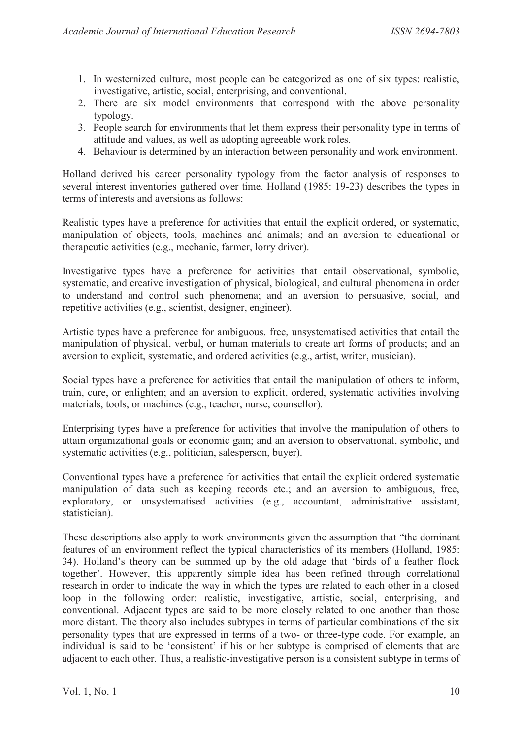1. In westernized culture, most people can be categorized as one of six types: realistic, investigative, artistic, social, enterprising, and conventional.
2. There are six model environments that correspond with the above personality typology.
3. People search for environments that let them express their personality type in terms of attitude and values, as well as adopting agreeable work roles.
4. Behaviour is determined by an interaction between personality and work environment.

Holland derived his career personality typology from the factor analysis of responses to several interest inventories gathered over time. Holland (1985: 19-23) describes the types in terms of interests and aversions as follows:

Realistic types have a preference for activities that entail the explicit ordered, or systematic, manipulation of objects, tools, machines and animals; and an aversion to educational or therapeutic activities (e.g., mechanic, farmer, lorry driver).

Investigative types have a preference for activities that entail observational, symbolic, systematic, and creative investigation of physical, biological, and cultural phenomena in order to understand and control such phenomena; and an aversion to persuasive, social, and repetitive activities (e.g., scientist, designer, engineer).

Artistic types have a preference for ambiguous, free, unsystematised activities that entail the manipulation of physical, verbal, or human materials to create art forms of products; and an aversion to explicit, systematic, and ordered activities (e.g., artist, writer, musician).

Social types have a preference for activities that entail the manipulation of others to inform, train, cure, or enlighten; and an aversion to explicit, ordered, systematic activities involving materials, tools, or machines (e.g., teacher, nurse, counsellor).

Enterprising types have a preference for activities that involve the manipulation of others to attain organizational goals or economic gain; and an aversion to observational, symbolic, and systematic activities (e.g., politician, salesperson, buyer).

Conventional types have a preference for activities that entail the explicit ordered systematic manipulation of data such as keeping records etc.; and an aversion to ambiguous, free, exploratory, or unsystematised activities (e.g., accountant, administrative assistant, statistician).

These descriptions also apply to work environments given the assumption that "the dominant features of an environment reflect the typical characteristics of its members (Holland, 1985: 34). Holland's theory can be summed up by the old adage that 'birds of a feather flock together'. However, this apparently simple idea has been refined through correlational research in order to indicate the way in which the types are related to each other in a closed loop in the following order: realistic, investigative, artistic, social, enterprising, and conventional. Adjacent types are said to be more closely related to one another than those more distant. The theory also includes subtypes in terms of particular combinations of the six personality types that are expressed in terms of a two- or three-type code. For example, an individual is said to be 'consistent' if his or her subtype is comprised of elements that are adjacent to each other. Thus, a realistic-investigative person is a consistent subtype in terms of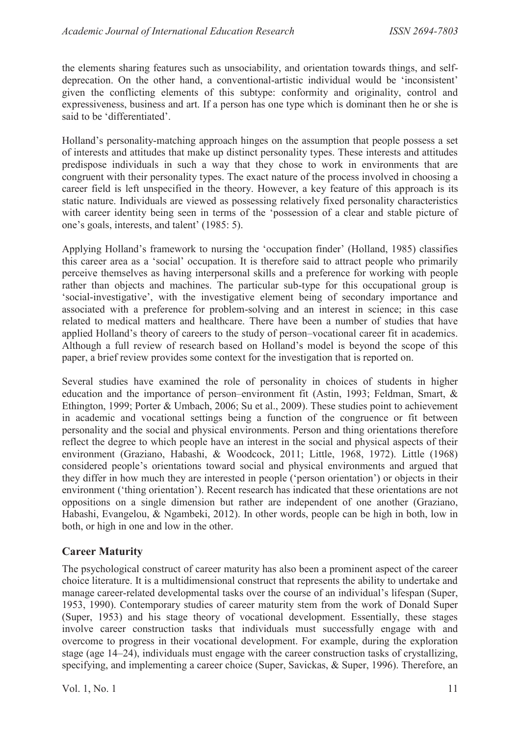the elements sharing features such as unsociability, and orientation towards things, and self-deprecation. On the other hand, a conventional-artistic individual would be 'inconsistent' given the conflicting elements of this subtype: conformity and originality, control and expressiveness, business and art. If a person has one type which is dominant then he or she is said to be 'differentiated'.

Holland's personality-matching approach hinges on the assumption that people possess a set of interests and attitudes that make up distinct personality types. These interests and attitudes predispose individuals in such a way that they chose to work in environments that are congruent with their personality types. The exact nature of the process involved in choosing a career field is left unspecified in the theory. However, a key feature of this approach is its static nature. Individuals are viewed as possessing relatively fixed personality characteristics with career identity being seen in terms of the 'possession of a clear and stable picture of one's goals, interests, and talent' (1985: 5).

Applying Holland's framework to nursing the 'occupation finder' (Holland, 1985) classifies this career area as a 'social' occupation. It is therefore said to attract people who primarily perceive themselves as having interpersonal skills and a preference for working with people rather than objects and machines. The particular sub-type for this occupational group is 'social-investigative', with the investigative element being of secondary importance and associated with a preference for problem-solving and an interest in science; in this case related to medical matters and healthcare. There have been a number of studies that have applied Holland's theory of careers to the study of person–vocational career fit in academics. Although a full review of research based on Holland's model is beyond the scope of this paper, a brief review provides some context for the investigation that is reported on.

Several studies have examined the role of personality in choices of students in higher education and the importance of person–environment fit (Astin, 1993; Feldman, Smart, & Ethington, 1999; Porter & Umbach, 2006; Su et al., 2009). These studies point to achievement in academic and vocational settings being a function of the congruence or fit between personality and the social and physical environments. Person and thing orientations therefore reflect the degree to which people have an interest in the social and physical aspects of their environment (Graziano, Habashi, & Woodcock, 2011; Little, 1968, 1972). Little (1968) considered people's orientations toward social and physical environments and argued that they differ in how much they are interested in people ('person orientation') or objects in their environment ('thing orientation'). Recent research has indicated that these orientations are not oppositions on a single dimension but rather are independent of one another (Graziano, Habashi, Evangelou, & Ngambeki, 2012). In other words, people can be high in both, low in both, or high in one and low in the other.

## Career Maturity

The psychological construct of career maturity has also been a prominent aspect of the career choice literature. It is a multidimensional construct that represents the ability to undertake and manage career-related developmental tasks over the course of an individual's lifespan (Super, 1953, 1990). Contemporary studies of career maturity stem from the work of Donald Super (Super, 1953) and his stage theory of vocational development. Essentially, these stages involve career construction tasks that individuals must successfully engage with and overcome to progress in their vocational development. For example, during the exploration stage (age 14–24), individuals must engage with the career construction tasks of crystallizing, specifying, and implementing a career choice (Super, Savickas, & Super, 1996). Therefore, an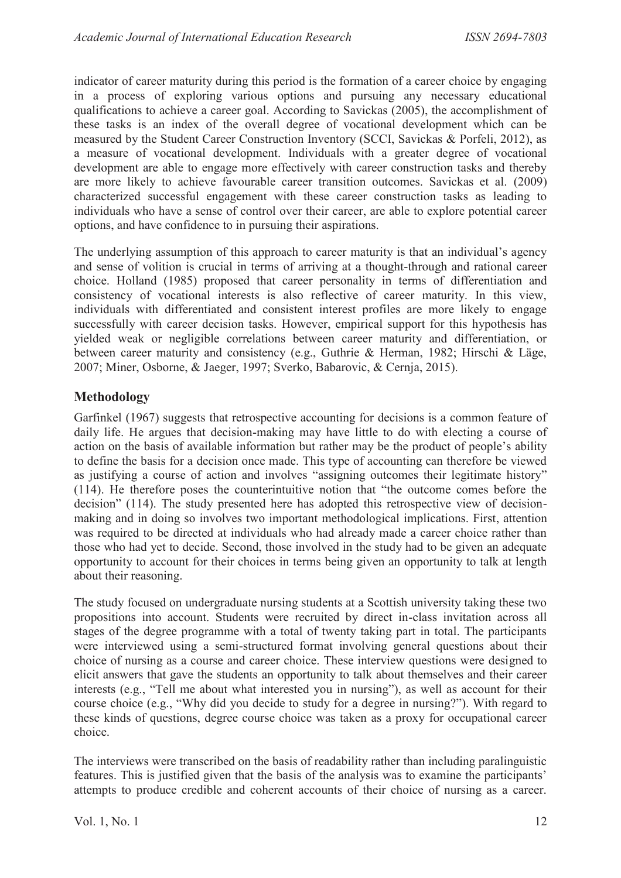indicator of career maturity during this period is the formation of a career choice by engaging in a process of exploring various options and pursuing any necessary educational qualifications to achieve a career goal. According to Savickas (2005), the accomplishment of these tasks is an index of the overall degree of vocational development which can be measured by the Student Career Construction Inventory (SCCI, Savickas & Porfeli, 2012), as a measure of vocational development. Individuals with a greater degree of vocational development are able to engage more effectively with career construction tasks and thereby are more likely to achieve favourable career transition outcomes. Savickas et al. (2009) characterized successful engagement with these career construction tasks as leading to individuals who have a sense of control over their career, are able to explore potential career options, and have confidence to in pursuing their aspirations.

The underlying assumption of this approach to career maturity is that an individual's agency and sense of volition is crucial in terms of arriving at a thought-through and rational career choice. Holland (1985) proposed that career personality in terms of differentiation and consistency of vocational interests is also reflective of career maturity. In this view, individuals with differentiated and consistent interest profiles are more likely to engage successfully with career decision tasks. However, empirical support for this hypothesis has yielded weak or negligible correlations between career maturity and differentiation, or between career maturity and consistency (e.g., Guthrie & Herman, 1982; Hirschi & Läge, 2007; Miner, Osborne, & Jaeger, 1997; Sverko, Babarovic, & Cernja, 2015).

## Methodology

Garfinkel (1967) suggests that retrospective accounting for decisions is a common feature of daily life. He argues that decision-making may have little to do with electing a course of action on the basis of available information but rather may be the product of people's ability to define the basis for a decision once made. This type of accounting can therefore be viewed as justifying a course of action and involves "assigning outcomes their legitimate history" (114). He therefore poses the counterintuitive notion that "the outcome comes before the decision" (114). The study presented here has adopted this retrospective view of decision-making and in doing so involves two important methodological implications. First, attention was required to be directed at individuals who had already made a career choice rather than those who had yet to decide. Second, those involved in the study had to be given an adequate opportunity to account for their choices in terms being given an opportunity to talk at length about their reasoning.

The study focused on undergraduate nursing students at a Scottish university taking these two propositions into account. Students were recruited by direct in-class invitation across all stages of the degree programme with a total of twenty taking part in total. The participants were interviewed using a semi-structured format involving general questions about their choice of nursing as a course and career choice. These interview questions were designed to elicit answers that gave the students an opportunity to talk about themselves and their career interests (e.g., "Tell me about what interested you in nursing"), as well as account for their course choice (e.g., "Why did you decide to study for a degree in nursing?"). With regard to these kinds of questions, degree course choice was taken as a proxy for occupational career choice.

The interviews were transcribed on the basis of readability rather than including paralinguistic features. This is justified given that the basis of the analysis was to examine the participants' attempts to produce credible and coherent accounts of their choice of nursing as a career.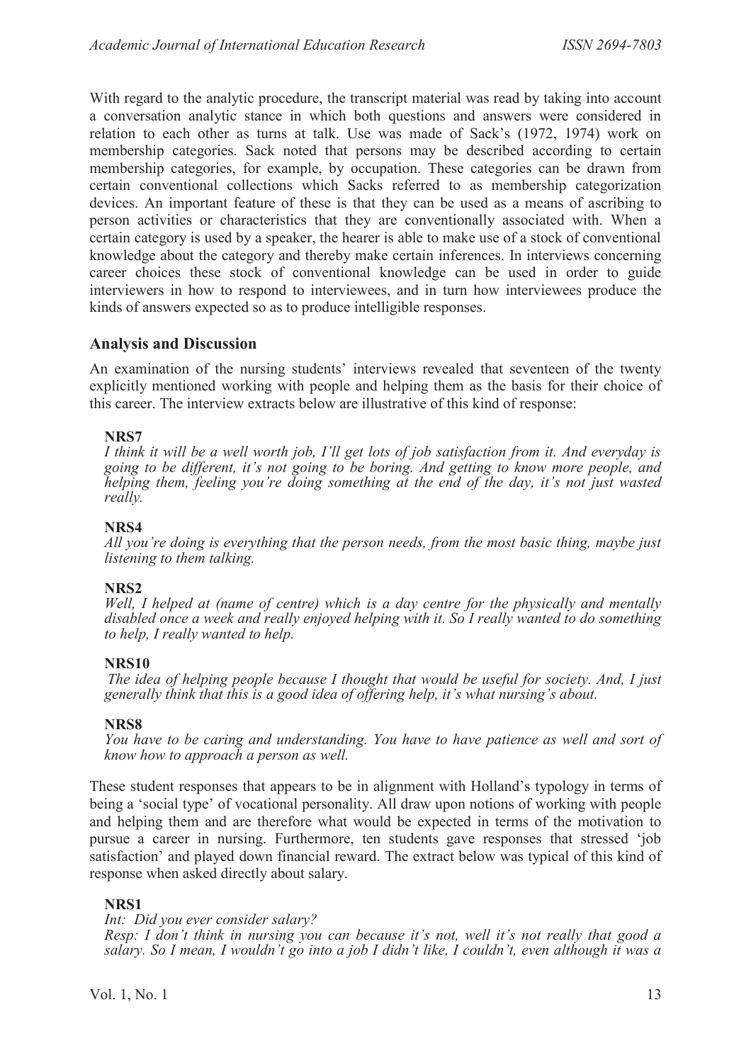With regard to the analytic procedure, the transcript material was read by taking into account a conversation analytic stance in which both questions and answers were considered in relation to each other as turns at talk. Use was made of Sack's (1972, 1974) work on membership categories. Sack noted that persons may be described according to certain membership categories, for example, by occupation. These categories can be drawn from certain conventional collections which Sacks referred to as membership categorization devices. An important feature of these is that they can be used as a means of ascribing to person activities or characteristics that they are conventionally associated with. When a certain category is used by a speaker, the hearer is able to make use of a stock of conventional knowledge about the category and thereby make certain inferences. In interviews concerning career choices these stock of conventional knowledge can be used in order to guide interviewers in how to respond to interviewees, and in turn how interviewees produce the kinds of answers expected so as to produce intelligible responses.

## Analysis and Discussion

An examination of the nursing students' interviews revealed that seventeen of the twenty explicitly mentioned working with people and helping them as the basis for their choice of this career. The interview extracts below are illustrative of this kind of response:

**NRS7**
*I think it will be a well worth job, I'll get lots of job satisfaction from it. And everyday is going to be different, it's not going to be boring. And getting to know more people, and helping them, feeling you're doing something at the end of the day, it's not just wasted really.*

**NRS4**
*All you're doing is everything that the person needs, from the most basic thing, maybe just listening to them talking.*

**NRS2**
*Well, I helped at (name of centre) which is a day centre for the physically and mentally disabled once a week and really enjoyed helping with it. So I really wanted to do something to help, I really wanted to help.*

**NRS10**
*The idea of helping people because I thought that would be useful for society. And, I just generally think that this is a good idea of offering help, it's what nursing's about.*

**NRS8**
*You have to be caring and understanding. You have to have patience as well and sort of know how to approach a person as well.*

These student responses that appears to be in alignment with Holland's typology in terms of being a 'social type' of vocational personality. All draw upon notions of working with people and helping them and are therefore what would be expected in terms of the motivation to pursue a career in nursing. Furthermore, ten students gave responses that stressed 'job satisfaction' and played down financial reward. The extract below was typical of this kind of response when asked directly about salary.

**NRS1**
*Int: Did you ever consider salary?*
*Resp: I don't think in nursing you can because it's not, well it's not really that good a salary. So I mean, I wouldn't go into a job I didn't like, I couldn't, even although it was a*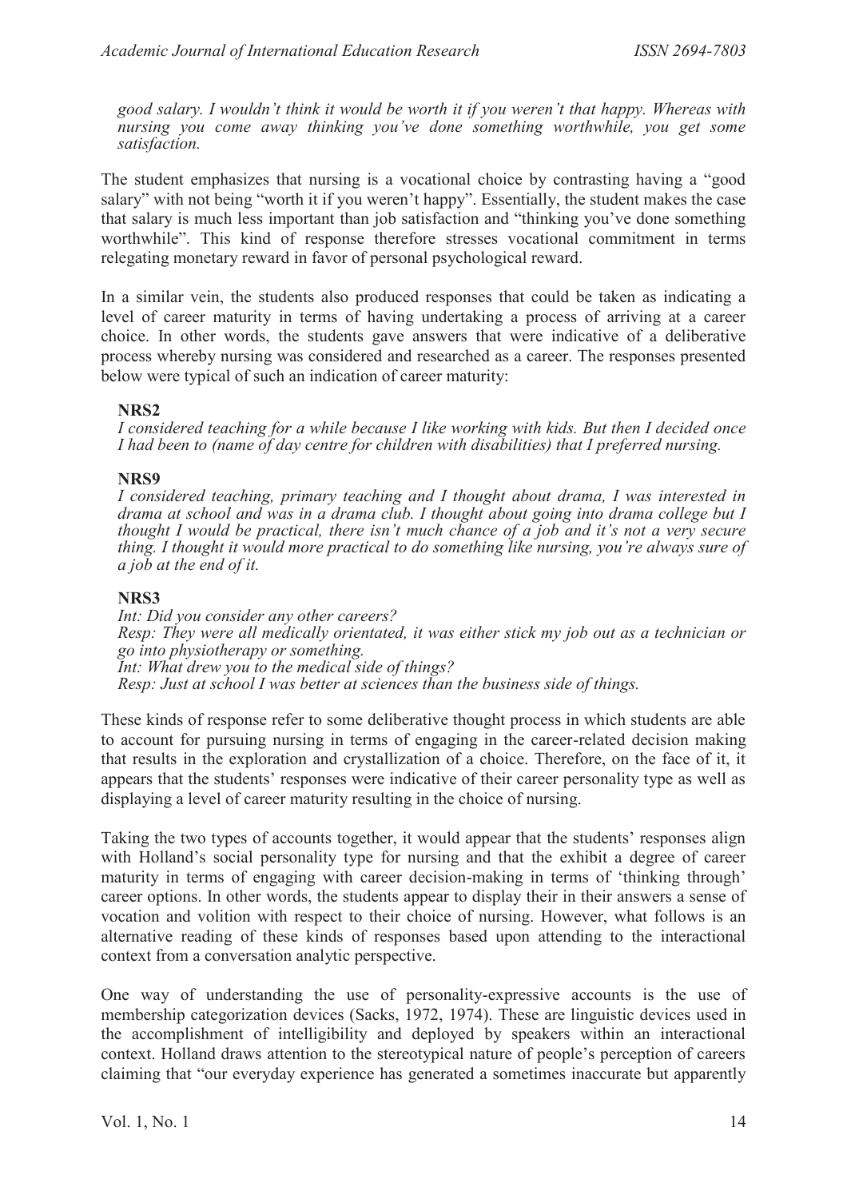*good salary. I wouldn't think it would be worth it if you weren't that happy. Whereas with nursing you come away thinking you've done something worthwhile, you get some satisfaction.*

The student emphasizes that nursing is a vocational choice by contrasting having a "good salary" with not being "worth it if you weren't happy". Essentially, the student makes the case that salary is much less important than job satisfaction and "thinking you've done something worthwhile". This kind of response therefore stresses vocational commitment in terms relegating monetary reward in favor of personal psychological reward.

In a similar vein, the students also produced responses that could be taken as indicating a level of career maturity in terms of having undertaking a process of arriving at a career choice. In other words, the students gave answers that were indicative of a deliberative process whereby nursing was considered and researched as a career. The responses presented below were typical of such an indication of career maturity:

**NRS2**
*I considered teaching for a while because I like working with kids. But then I decided once I had been to (name of day centre for children with disabilities) that I preferred nursing.*

**NRS9**
*I considered teaching, primary teaching and I thought about drama, I was interested in drama at school and was in a drama club. I thought about going into drama college but I thought I would be practical, there isn't much chance of a job and it's not a very secure thing. I thought it would more practical to do something like nursing, you're always sure of a job at the end of it.*

**NRS3**
*Int: Did you consider any other careers?*
*Resp: They were all medically orientated, it was either stick my job out as a technician or go into physiotherapy or something.*
*Int: What drew you to the medical side of things?*
*Resp: Just at school I was better at sciences than the business side of things.*

These kinds of response refer to some deliberative thought process in which students are able to account for pursuing nursing in terms of engaging in the career-related decision making that results in the exploration and crystallization of a choice. Therefore, on the face of it, it appears that the students' responses were indicative of their career personality type as well as displaying a level of career maturity resulting in the choice of nursing.

Taking the two types of accounts together, it would appear that the students' responses align with Holland's social personality type for nursing and that the exhibit a degree of career maturity in terms of engaging with career decision-making in terms of 'thinking through' career options. In other words, the students appear to display their in their answers a sense of vocation and volition with respect to their choice of nursing. However, what follows is an alternative reading of these kinds of responses based upon attending to the interactional context from a conversation analytic perspective.

One way of understanding the use of personality-expressive accounts is the use of membership categorization devices (Sacks, 1972, 1974). These are linguistic devices used in the accomplishment of intelligibility and deployed by speakers within an interactional context. Holland draws attention to the stereotypical nature of people's perception of careers claiming that "our everyday experience has generated a sometimes inaccurate but apparently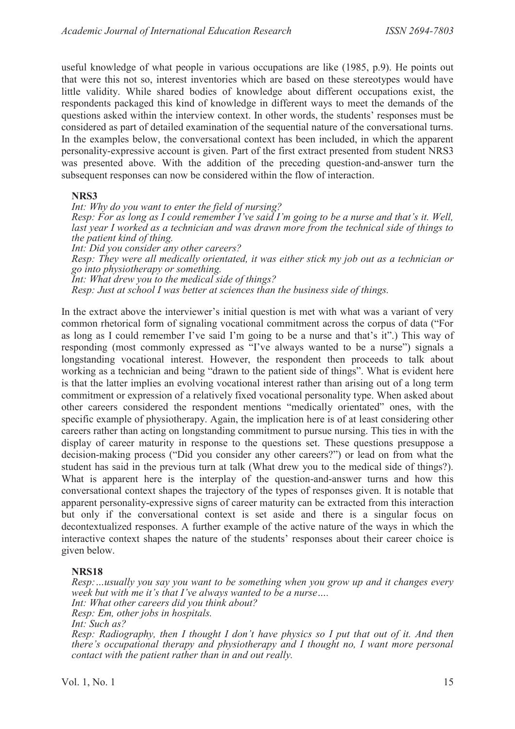useful knowledge of what people in various occupations are like (1985, p.9). He points out that were this not so, interest inventories which are based on these stereotypes would have little validity. While shared bodies of knowledge about different occupations exist, the respondents packaged this kind of knowledge in different ways to meet the demands of the questions asked within the interview context. In other words, the students' responses must be considered as part of detailed examination of the sequential nature of the conversational turns. In the examples below, the conversational context has been included, in which the apparent personality-expressive account is given. Part of the first extract presented from student NRS3 was presented above. With the addition of the preceding question-and-answer turn the subsequent responses can now be considered within the flow of interaction.

**NRS3**

*Int: Why do you want to enter the field of nursing?*
*Resp: For as long as I could remember I've said I'm going to be a nurse and that's it. Well, last year I worked as a technician and was drawn more from the technical side of things to the patient kind of thing.*
*Int: Did you consider any other careers?*
*Resp: They were all medically orientated, it was either stick my job out as a technician or go into physiotherapy or something.*
*Int: What drew you to the medical side of things?*
*Resp: Just at school I was better at sciences than the business side of things.*

In the extract above the interviewer's initial question is met with what was a variant of very common rhetorical form of signaling vocational commitment across the corpus of data ("For as long as I could remember I've said I'm going to be a nurse and that's it".) This way of responding (most commonly expressed as "I've always wanted to be a nurse") signals a longstanding vocational interest. However, the respondent then proceeds to talk about working as a technician and being "drawn to the patient side of things". What is evident here is that the latter implies an evolving vocational interest rather than arising out of a long term commitment or expression of a relatively fixed vocational personality type. When asked about other careers considered the respondent mentions "medically orientated" ones, with the specific example of physiotherapy. Again, the implication here is of at least considering other careers rather than acting on longstanding commitment to pursue nursing. This ties in with the display of career maturity in response to the questions set. These questions presuppose a decision-making process ("Did you consider any other careers?") or lead on from what the student has said in the previous turn at talk (What drew you to the medical side of things?). What is apparent here is the interplay of the question-and-answer turns and how this conversational context shapes the trajectory of the types of responses given. It is notable that apparent personality-expressive signs of career maturity can be extracted from this interaction but only if the conversational context is set aside and there is a singular focus on decontextualized responses. A further example of the active nature of the ways in which the interactive context shapes the nature of the students' responses about their career choice is given below.

**NRS18**

*Resp:…usually you say you want to be something when you grow up and it changes every week but with me it's that I've always wanted to be a nurse….*
*Int: What other careers did you think about?*
*Resp: Em, other jobs in hospitals.*
*Int: Such as?*
*Resp: Radiography, then I thought I don't have physics so I put that out of it. And then there's occupational therapy and physiotherapy and I thought no, I want more personal contact with the patient rather than in and out really.*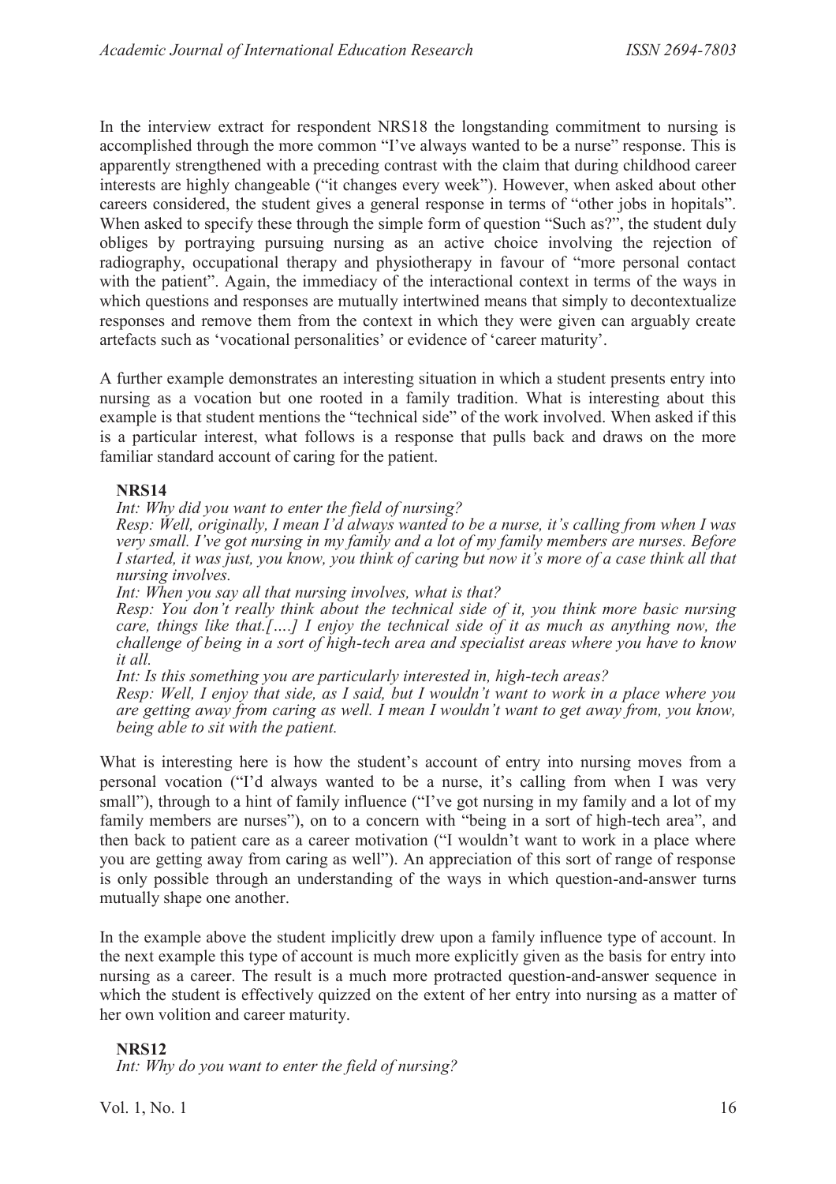In the interview extract for respondent NRS18 the longstanding commitment to nursing is accomplished through the more common "I've always wanted to be a nurse" response. This is apparently strengthened with a preceding contrast with the claim that during childhood career interests are highly changeable ("it changes every week"). However, when asked about other careers considered, the student gives a general response in terms of "other jobs in hopitals". When asked to specify these through the simple form of question "Such as?", the student duly obliges by portraying pursuing nursing as an active choice involving the rejection of radiography, occupational therapy and physiotherapy in favour of "more personal contact with the patient". Again, the immediacy of the interactional context in terms of the ways in which questions and responses are mutually intertwined means that simply to decontextualize responses and remove them from the context in which they were given can arguably create artefacts such as 'vocational personalities' or evidence of 'career maturity'.

A further example demonstrates an interesting situation in which a student presents entry into nursing as a vocation but one rooted in a family tradition. What is interesting about this example is that student mentions the "technical side" of the work involved. When asked if this is a particular interest, what follows is a response that pulls back and draws on the more familiar standard account of caring for the patient.

**NRS14**

*Int: Why did you want to enter the field of nursing?*

*Resp: Well, originally, I mean I'd always wanted to be a nurse, it's calling from when I was very small. I've got nursing in my family and a lot of my family members are nurses. Before I started, it was just, you know, you think of caring but now it's more of a case think all that nursing involves.*

*Int: When you say all that nursing involves, what is that?*

*Resp: You don't really think about the technical side of it, you think more basic nursing care, things like that.[….] I enjoy the technical side of it as much as anything now, the challenge of being in a sort of high-tech area and specialist areas where you have to know it all.*

*Int: Is this something you are particularly interested in, high-tech areas?*

*Resp: Well, I enjoy that side, as I said, but I wouldn't want to work in a place where you are getting away from caring as well. I mean I wouldn't want to get away from, you know, being able to sit with the patient.*

What is interesting here is how the student's account of entry into nursing moves from a personal vocation ("I'd always wanted to be a nurse, it's calling from when I was very small"), through to a hint of family influence ("I've got nursing in my family and a lot of my family members are nurses"), on to a concern with "being in a sort of high-tech area", and then back to patient care as a career motivation ("I wouldn't want to work in a place where you are getting away from caring as well"). An appreciation of this sort of range of response is only possible through an understanding of the ways in which question-and-answer turns mutually shape one another.

In the example above the student implicitly drew upon a family influence type of account. In the next example this type of account is much more explicitly given as the basis for entry into nursing as a career. The result is a much more protracted question-and-answer sequence in which the student is effectively quizzed on the extent of her entry into nursing as a matter of her own volition and career maturity.

**NRS12**

*Int: Why do you want to enter the field of nursing?*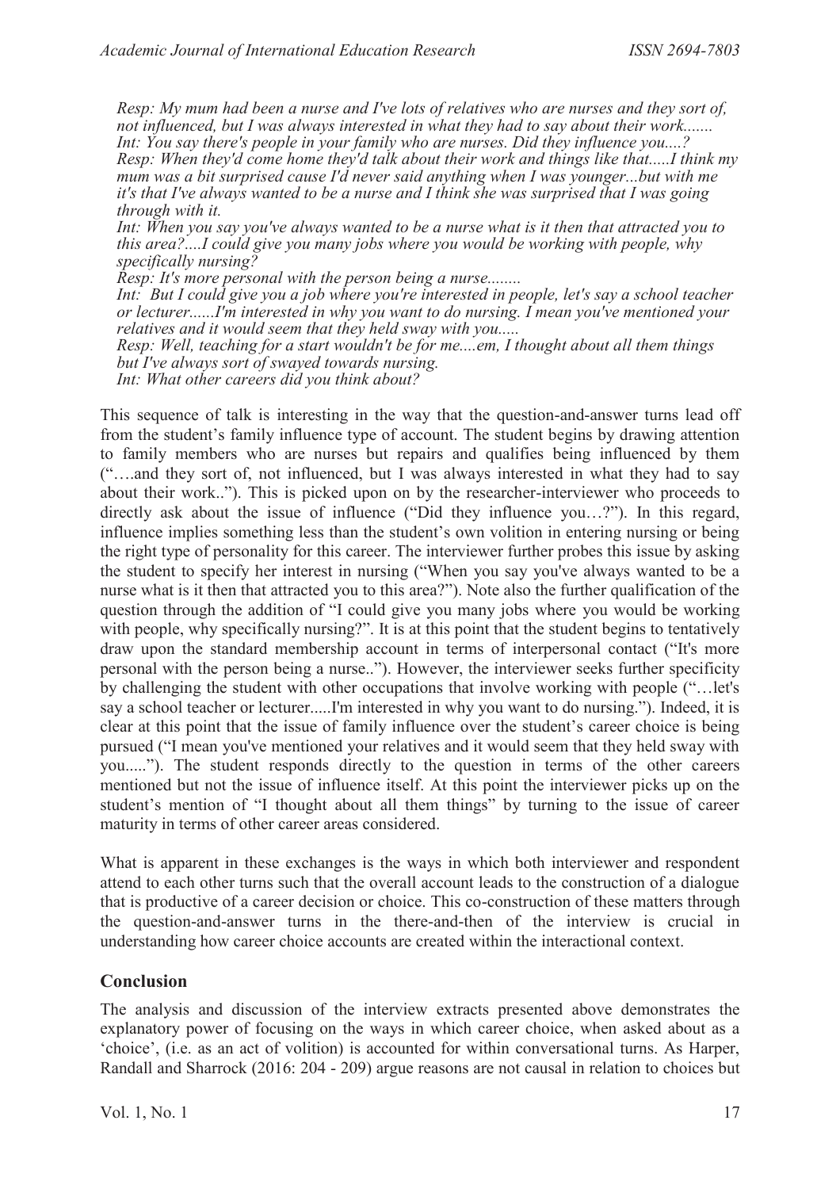*Resp: My mum had been a nurse and I've lots of relatives who are nurses and they sort of, not influenced, but I was always interested in what they had to say about their work.......*
*Int: You say there's people in your family who are nurses. Did they influence you....?*
*Resp: When they'd come home they'd talk about their work and things like that.....I think my mum was a bit surprised cause I'd never said anything when I was younger...but with me it's that I've always wanted to be a nurse and I think she was surprised that I was going through with it.*
*Int: When you say you've always wanted to be a nurse what is it then that attracted you to this area?....I could give you many jobs where you would be working with people, why specifically nursing?*
*Resp: It's more personal with the person being a nurse........*
*Int: But I could give you a job where you're interested in people, let's say a school teacher or lecturer......I'm interested in why you want to do nursing. I mean you've mentioned your relatives and it would seem that they held sway with you.....*
*Resp: Well, teaching for a start wouldn't be for me....em, I thought about all them things but I've always sort of swayed towards nursing.*
*Int: What other careers did you think about?*

This sequence of talk is interesting in the way that the question-and-answer turns lead off from the student's family influence type of account. The student begins by drawing attention to family members who are nurses but repairs and qualifies being influenced by them ("….and they sort of, not influenced, but I was always interested in what they had to say about their work.."). This is picked upon on by the researcher-interviewer who proceeds to directly ask about the issue of influence ("Did they influence you…?"). In this regard, influence implies something less than the student's own volition in entering nursing or being the right type of personality for this career. The interviewer further probes this issue by asking the student to specify her interest in nursing ("When you say you've always wanted to be a nurse what is it then that attracted you to this area?"). Note also the further qualification of the question through the addition of "I could give you many jobs where you would be working with people, why specifically nursing?". It is at this point that the student begins to tentatively draw upon the standard membership account in terms of interpersonal contact ("It's more personal with the person being a nurse.."). However, the interviewer seeks further specificity by challenging the student with other occupations that involve working with people ("…let's say a school teacher or lecturer.....I'm interested in why you want to do nursing."). Indeed, it is clear at this point that the issue of family influence over the student's career choice is being pursued ("I mean you've mentioned your relatives and it would seem that they held sway with you....."). The student responds directly to the question in terms of the other careers mentioned but not the issue of influence itself. At this point the interviewer picks up on the student's mention of "I thought about all them things" by turning to the issue of career maturity in terms of other career areas considered.

What is apparent in these exchanges is the ways in which both interviewer and respondent attend to each other turns such that the overall account leads to the construction of a dialogue that is productive of a career decision or choice. This co-construction of these matters through the question-and-answer turns in the there-and-then of the interview is crucial in understanding how career choice accounts are created within the interactional context.

## Conclusion

The analysis and discussion of the interview extracts presented above demonstrates the explanatory power of focusing on the ways in which career choice, when asked about as a 'choice', (i.e. as an act of volition) is accounted for within conversational turns. As Harper, Randall and Sharrock (2016: 204 - 209) argue reasons are not causal in relation to choices but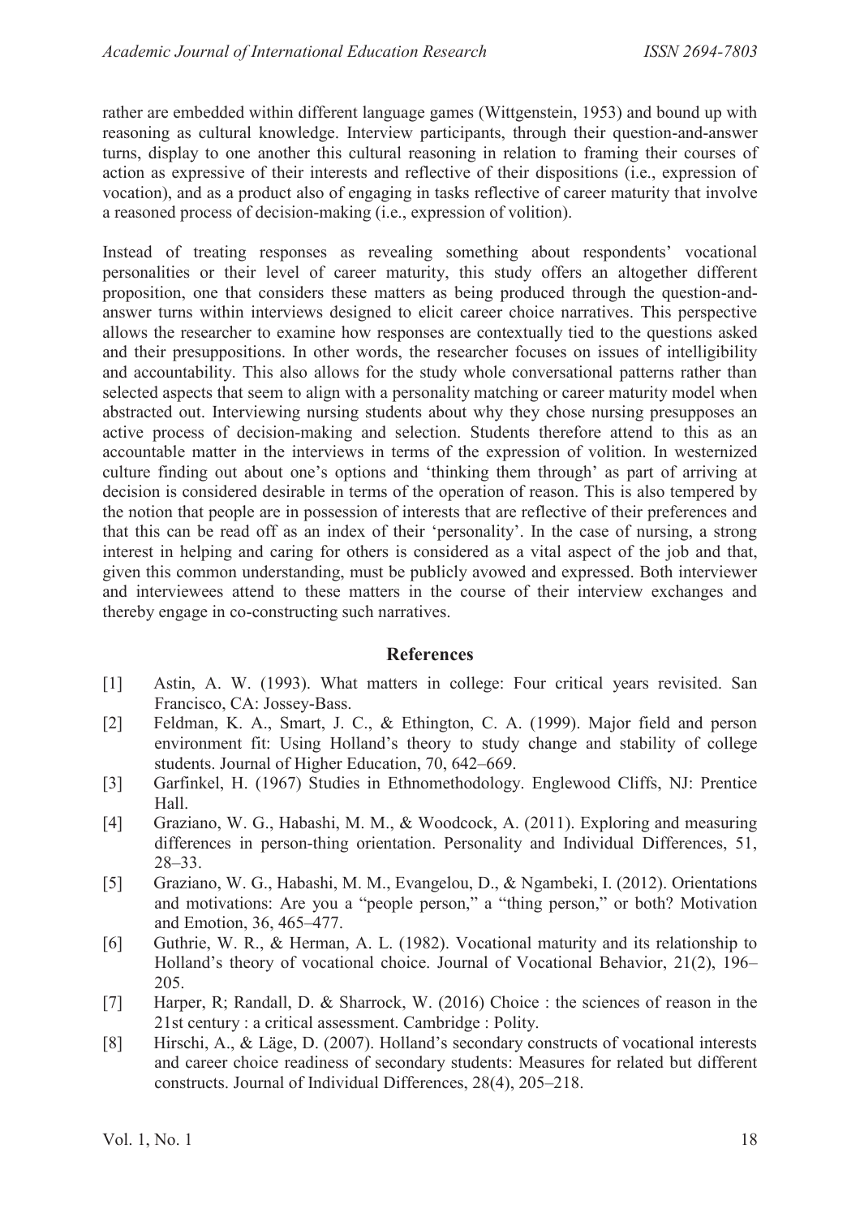rather are embedded within different language games (Wittgenstein, 1953) and bound up with reasoning as cultural knowledge. Interview participants, through their question-and-answer turns, display to one another this cultural reasoning in relation to framing their courses of action as expressive of their interests and reflective of their dispositions (i.e., expression of vocation), and as a product also of engaging in tasks reflective of career maturity that involve a reasoned process of decision-making (i.e., expression of volition).

Instead of treating responses as revealing something about respondents' vocational personalities or their level of career maturity, this study offers an altogether different proposition, one that considers these matters as being produced through the question-and-answer turns within interviews designed to elicit career choice narratives. This perspective allows the researcher to examine how responses are contextually tied to the questions asked and their presuppositions. In other words, the researcher focuses on issues of intelligibility and accountability. This also allows for the study whole conversational patterns rather than selected aspects that seem to align with a personality matching or career maturity model when abstracted out. Interviewing nursing students about why they chose nursing presupposes an active process of decision-making and selection. Students therefore attend to this as an accountable matter in the interviews in terms of the expression of volition. In westernized culture finding out about one's options and 'thinking them through' as part of arriving at decision is considered desirable in terms of the operation of reason. This is also tempered by the notion that people are in possession of interests that are reflective of their preferences and that this can be read off as an index of their 'personality'. In the case of nursing, a strong interest in helping and caring for others is considered as a vital aspect of the job and that, given this common understanding, must be publicly avowed and expressed. Both interviewer and interviewees attend to these matters in the course of their interview exchanges and thereby engage in co-constructing such narratives.

## References

[1] Astin, A. W. (1993). What matters in college: Four critical years revisited. San Francisco, CA: Jossey-Bass.

[2] Feldman, K. A., Smart, J. C., & Ethington, C. A. (1999). Major field and person environment fit: Using Holland's theory to study change and stability of college students. Journal of Higher Education, 70, 642–669.

[3] Garfinkel, H. (1967) Studies in Ethnomethodology. Englewood Cliffs, NJ: Prentice Hall.

[4] Graziano, W. G., Habashi, M. M., & Woodcock, A. (2011). Exploring and measuring differences in person-thing orientation. Personality and Individual Differences, 51, 28–33.

[5] Graziano, W. G., Habashi, M. M., Evangelou, D., & Ngambeki, I. (2012). Orientations and motivations: Are you a "people person," a "thing person," or both? Motivation and Emotion, 36, 465–477.

[6] Guthrie, W. R., & Herman, A. L. (1982). Vocational maturity and its relationship to Holland's theory of vocational choice. Journal of Vocational Behavior, 21(2), 196–205.

[7] Harper, R; Randall, D. & Sharrock, W. (2016) Choice : the sciences of reason in the 21st century : a critical assessment. Cambridge : Polity.

[8] Hirschi, A., & Läge, D. (2007). Holland's secondary constructs of vocational interests and career choice readiness of secondary students: Measures for related but different constructs. Journal of Individual Differences, 28(4), 205–218.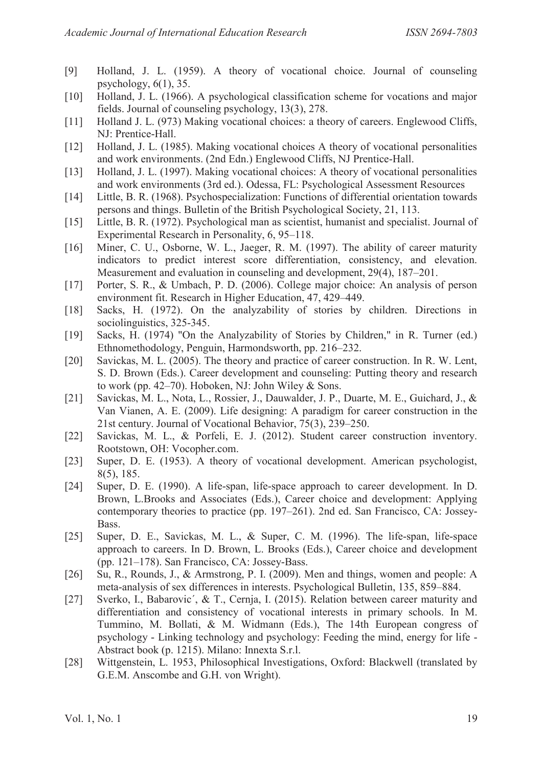[9] Holland, J. L. (1959). A theory of vocational choice. Journal of counseling psychology, 6(1), 35.

[10] Holland, J. L. (1966). A psychological classification scheme for vocations and major fields. Journal of counseling psychology, 13(3), 278.

[11] Holland J. L. (973) Making vocational choices: a theory of careers. Englewood Cliffs, NJ: Prentice-Hall.

[12] Holland, J. L. (1985). Making vocational choices A theory of vocational personalities and work environments. (2nd Edn.) Englewood Cliffs, NJ Prentice-Hall.

[13] Holland, J. L. (1997). Making vocational choices: A theory of vocational personalities and work environments (3rd ed.). Odessa, FL: Psychological Assessment Resources

[14] Little, B. R. (1968). Psychospecialization: Functions of differential orientation towards persons and things. Bulletin of the British Psychological Society, 21, 113.

[15] Little, B. R. (1972). Psychological man as scientist, humanist and specialist. Journal of Experimental Research in Personality, 6, 95–118.

[16] Miner, C. U., Osborne, W. L., Jaeger, R. M. (1997). The ability of career maturity indicators to predict interest score differentiation, consistency, and elevation. Measurement and evaluation in counseling and development, 29(4), 187–201.

[17] Porter, S. R., & Umbach, P. D. (2006). College major choice: An analysis of person environment fit. Research in Higher Education, 47, 429–449.

[18] Sacks, H. (1972). On the analyzability of stories by children. Directions in sociolinguistics, 325-345.

[19] Sacks, H. (1974) "On the Analyzability of Stories by Children," in R. Turner (ed.) Ethnomethodology, Penguin, Harmondsworth, pp. 216–232.

[20] Savickas, M. L. (2005). The theory and practice of career construction. In R. W. Lent, S. D. Brown (Eds.). Career development and counseling: Putting theory and research to work (pp. 42–70). Hoboken, NJ: John Wiley & Sons.

[21] Savickas, M. L., Nota, L., Rossier, J., Dauwalder, J. P., Duarte, M. E., Guichard, J., & Van Vianen, A. E. (2009). Life designing: A paradigm for career construction in the 21st century. Journal of Vocational Behavior, 75(3), 239–250.

[22] Savickas, M. L., & Porfeli, E. J. (2012). Student career construction inventory. Rootstown, OH: Vocopher.com.

[23] Super, D. E. (1953). A theory of vocational development. American psychologist, 8(5), 185.

[24] Super, D. E. (1990). A life-span, life-space approach to career development. In D. Brown, L.Brooks and Associates (Eds.), Career choice and development: Applying contemporary theories to practice (pp. 197–261). 2nd ed. San Francisco, CA: Jossey-Bass.

[25] Super, D. E., Savickas, M. L., & Super, C. M. (1996). The life-span, life-space approach to careers. In D. Brown, L. Brooks (Eds.), Career choice and development (pp. 121–178). San Francisco, CA: Jossey-Bass.

[26] Su, R., Rounds, J., & Armstrong, P. I. (2009). Men and things, women and people: A meta-analysis of sex differences in interests. Psychological Bulletin, 135, 859–884.

[27] Sverko, I., Babarovic´, & T., Cernja, I. (2015). Relation between career maturity and differentiation and consistency of vocational interests in primary schools. In M. Tummino, M. Bollati, & M. Widmann (Eds.), The 14th European congress of psychology - Linking technology and psychology: Feeding the mind, energy for life - Abstract book (p. 1215). Milano: Innexta S.r.l.

[28] Wittgenstein, L. 1953, Philosophical Investigations, Oxford: Blackwell (translated by G.E.M. Anscombe and G.H. von Wright).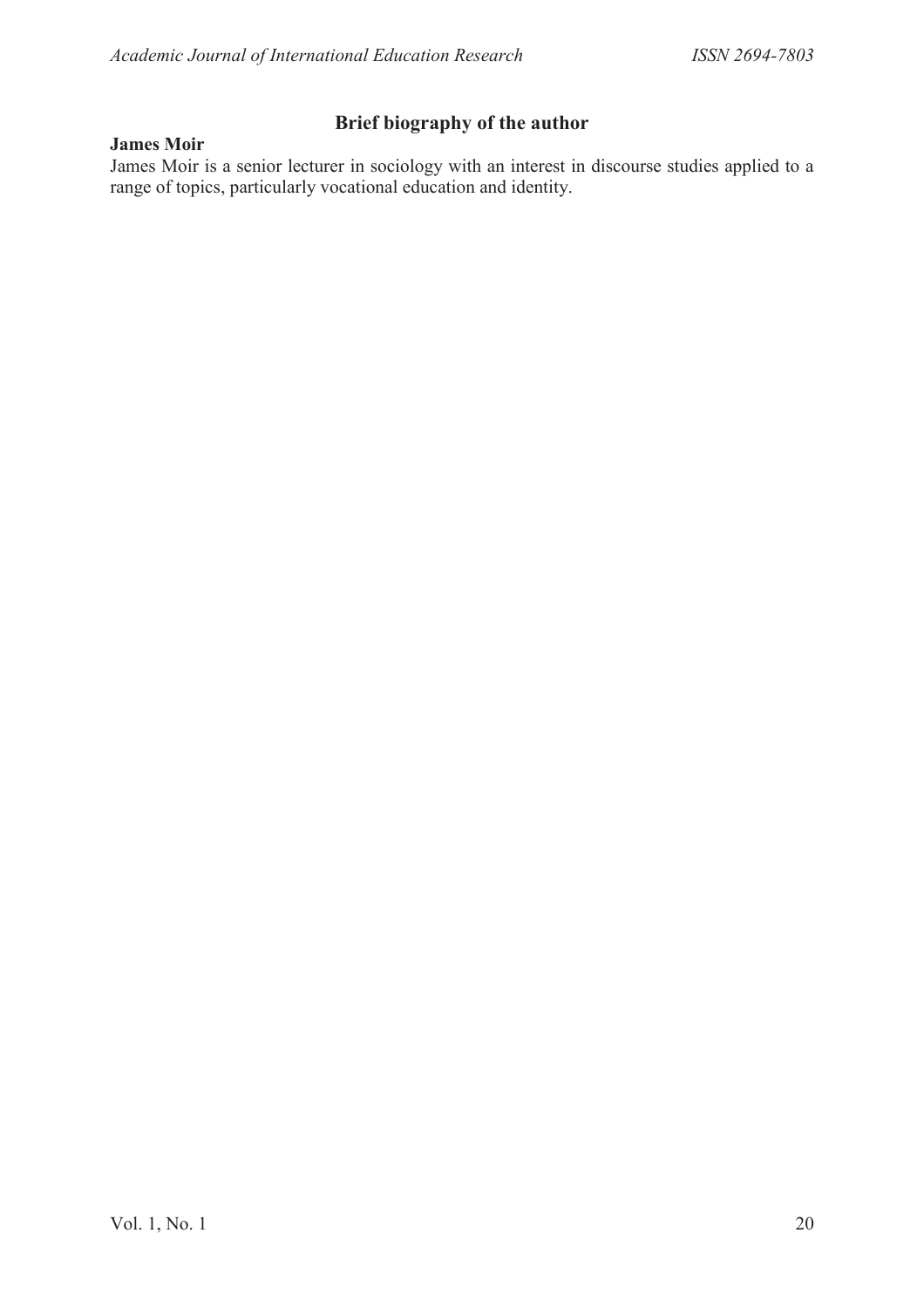## Brief biography of the author

**James Moir**

James Moir is a senior lecturer in sociology with an interest in discourse studies applied to a range of topics, particularly vocational education and identity.